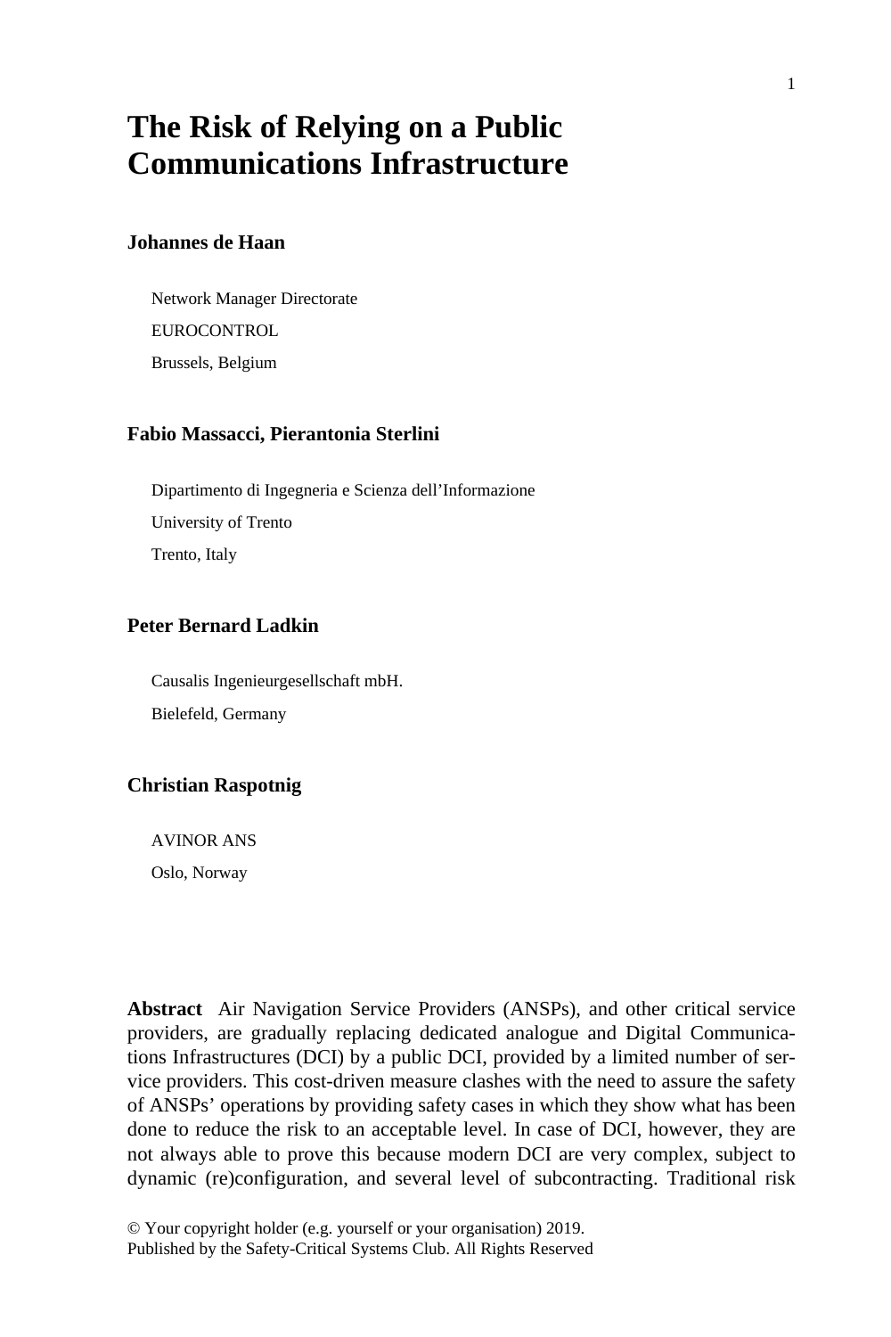# The Risk of Relying on a Public Communications Infrastructure

**Johannes de Haan**

Network Manager Directorate

EUROCONTROL

Brussels, Belgium

**Fabio Massacci, Pierantonia Sterlini**

Dipartimento di Ingegneria e Scienza dell'Informazione

University of Trento

Trento, Italy

**Peter Bernard Ladkin**

Causalis Ingenieurgesellschaft mbH.

Bielefeld, Germany

**Christian Raspotnig**

AVINOR ANS

Oslo, Norway

**Abstract** Air Navigation Service Providers (ANSPs), and other critical service providers, are gradually replacing dedicated analogue and Digital Communications Infrastructures (DCI) by a public DCI, provided by a limited number of service providers. This cost-driven measure clashes with the need to assure the safety of ANSPs' operations by providing safety cases in which they show what has been done to reduce the risk to an acceptable level. In case of DCI, however, they are not always able to prove this because modern DCI are very complex, subject to dynamic (re)configuration, and several level of subcontracting. Traditional risk

© Your copyright holder (e.g. yourself or your organisation) 2019.
Published by the Safety-Critical Systems Club. All Rights Reserved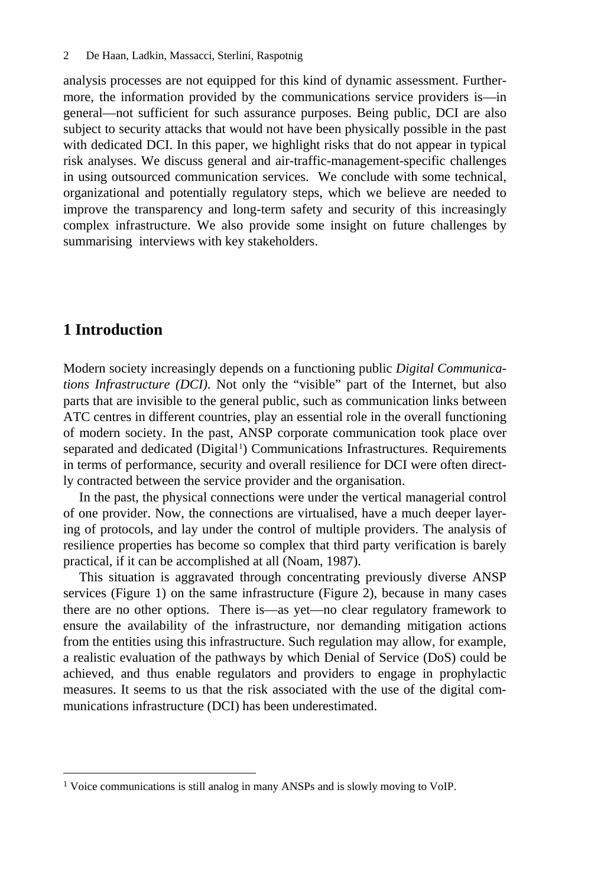analysis processes are not equipped for this kind of dynamic assessment. Furthermore, the information provided by the communications service providers is—in general—not sufficient for such assurance purposes. Being public, DCI are also subject to security attacks that would not have been physically possible in the past with dedicated DCI. In this paper, we highlight risks that do not appear in typical risk analyses. We discuss general and air-traffic-management-specific challenges in using outsourced communication services. We conclude with some technical, organizational and potentially regulatory steps, which we believe are needed to improve the transparency and long-term safety and security of this increasingly complex infrastructure. We also provide some insight on future challenges by summarising interviews with key stakeholders.

## 1 Introduction

Modern society increasingly depends on a functioning public *Digital Communications Infrastructure (DCI)*. Not only the "visible" part of the Internet, but also parts that are invisible to the general public, such as communication links between ATC centres in different countries, play an essential role in the overall functioning of modern society. In the past, ANSP corporate communication took place over separated and dedicated (Digital[1]) Communications Infrastructures. Requirements in terms of performance, security and overall resilience for DCI were often directly contracted between the service provider and the organisation.

In the past, the physical connections were under the vertical managerial control of one provider. Now, the connections are virtualised, have a much deeper layering of protocols, and lay under the control of multiple providers. The analysis of resilience properties has become so complex that third party verification is barely practical, if it can be accomplished at all (Noam, 1987).

This situation is aggravated through concentrating previously diverse ANSP services (Figure 1) on the same infrastructure (Figure 2), because in many cases there are no other options. There is—as yet—no clear regulatory framework to ensure the availability of the infrastructure, nor demanding mitigation actions from the entities using this infrastructure. Such regulation may allow, for example, a realistic evaluation of the pathways by which Denial of Service (DoS) could be achieved, and thus enable regulators and providers to engage in prophylactic measures. It seems to us that the risk associated with the use of the digital communications infrastructure (DCI) has been underestimated.

[1] Voice communications is still analog in many ANSPs and is slowly moving to VoIP.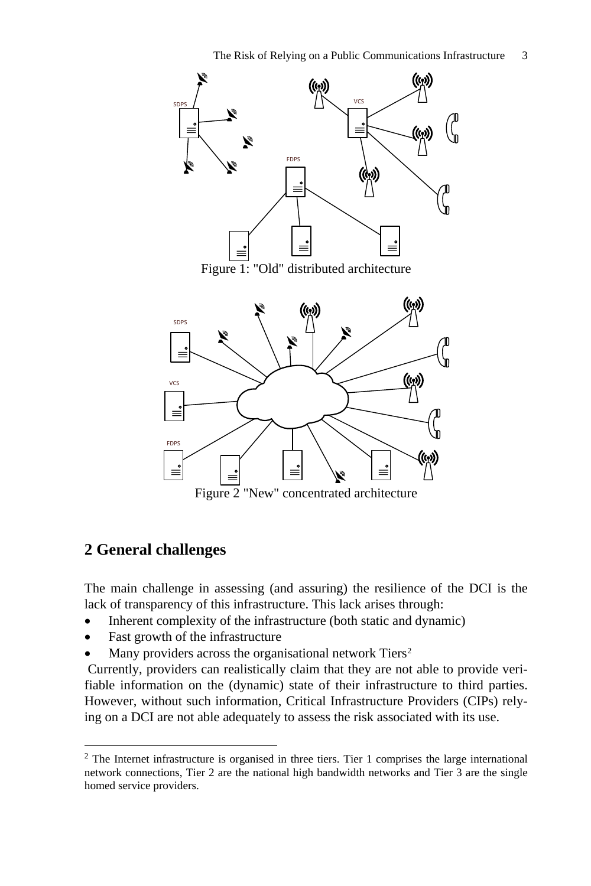Figure 1: "Old" distributed architecture

Figure 2 "New" concentrated architecture

## 2 General challenges

The main challenge in assessing (and assuring) the resilience of the DCI is the lack of transparency of this infrastructure. This lack arises through:

- Inherent complexity of the infrastructure (both static and dynamic)
- Fast growth of the infrastructure
- Many providers across the organisational network Tiers[2]

Currently, providers can realistically claim that they are not able to provide verifiable information on the (dynamic) state of their infrastructure to third parties. However, without such information, Critical Infrastructure Providers (CIPs) relying on a DCI are not able adequately to assess the risk associated with its use.

[2] The Internet infrastructure is organised in three tiers. Tier 1 comprises the large international network connections, Tier 2 are the national high bandwidth networks and Tier 3 are the single homed service providers.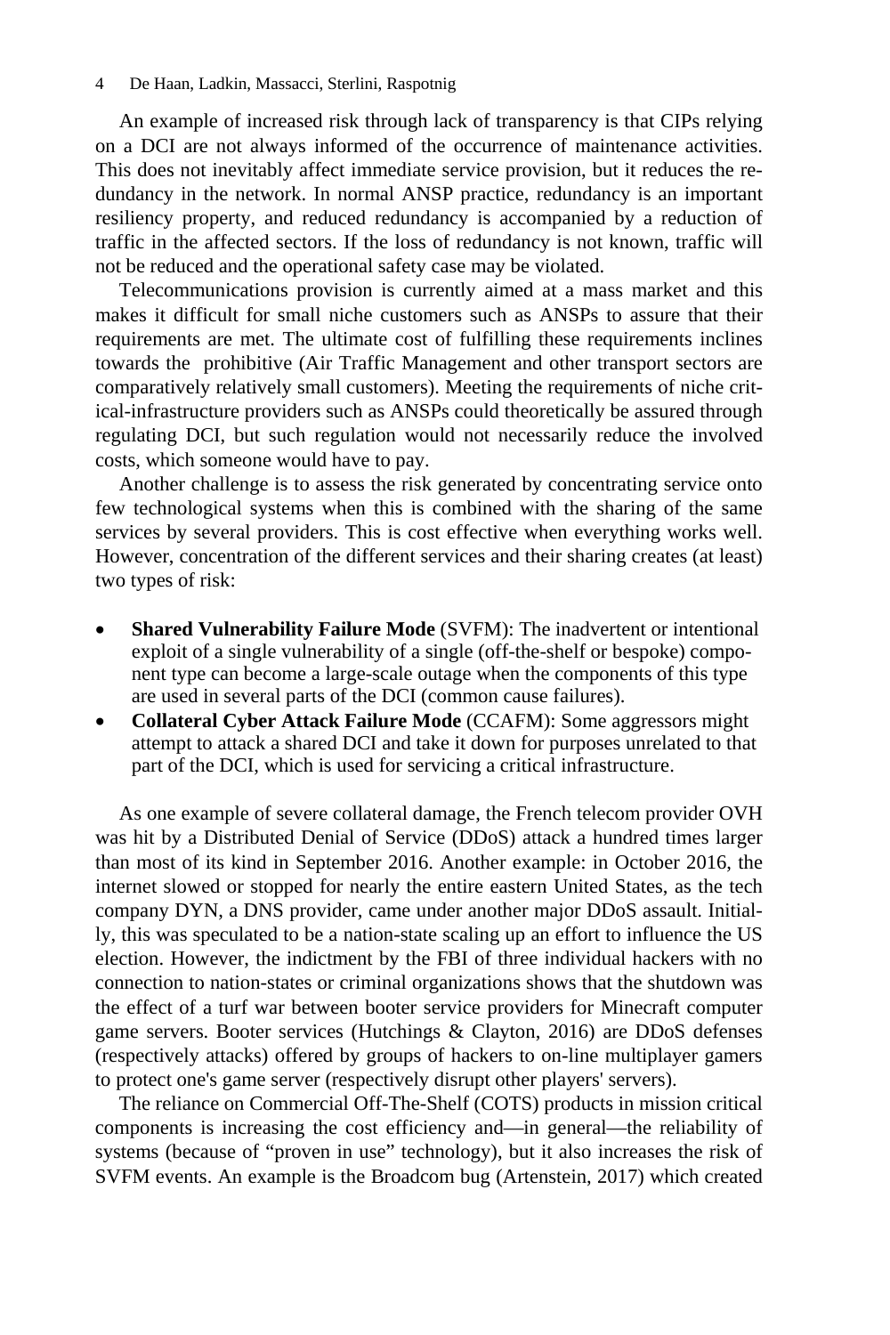An example of increased risk through lack of transparency is that CIPs relying on a DCI are not always informed of the occurrence of maintenance activities. This does not inevitably affect immediate service provision, but it reduces the redundancy in the network. In normal ANSP practice, redundancy is an important resiliency property, and reduced redundancy is accompanied by a reduction of traffic in the affected sectors. If the loss of redundancy is not known, traffic will not be reduced and the operational safety case may be violated.

Telecommunications provision is currently aimed at a mass market and this makes it difficult for small niche customers such as ANSPs to assure that their requirements are met. The ultimate cost of fulfilling these requirements inclines towards the prohibitive (Air Traffic Management and other transport sectors are comparatively relatively small customers). Meeting the requirements of niche critical-infrastructure providers such as ANSPs could theoretically be assured through regulating DCI, but such regulation would not necessarily reduce the involved costs, which someone would have to pay.

Another challenge is to assess the risk generated by concentrating service onto few technological systems when this is combined with the sharing of the same services by several providers. This is cost effective when everything works well. However, concentration of the different services and their sharing creates (at least) two types of risk:

- **Shared Vulnerability Failure Mode** (SVFM): The inadvertent or intentional exploit of a single vulnerability of a single (off-the-shelf or bespoke) component type can become a large-scale outage when the components of this type are used in several parts of the DCI (common cause failures).
- **Collateral Cyber Attack Failure Mode** (CCAFM): Some aggressors might attempt to attack a shared DCI and take it down for purposes unrelated to that part of the DCI, which is used for servicing a critical infrastructure.

As one example of severe collateral damage, the French telecom provider OVH was hit by a Distributed Denial of Service (DDoS) attack a hundred times larger than most of its kind in September 2016. Another example: in October 2016, the internet slowed or stopped for nearly the entire eastern United States, as the tech company DYN, a DNS provider, came under another major DDoS assault. Initially, this was speculated to be a nation-state scaling up an effort to influence the US election. However, the indictment by the FBI of three individual hackers with no connection to nation-states or criminal organizations shows that the shutdown was the effect of a turf war between booter service providers for Minecraft computer game servers. Booter services (Hutchings & Clayton, 2016) are DDoS defenses (respectively attacks) offered by groups of hackers to on-line multiplayer gamers to protect one's game server (respectively disrupt other players' servers).

The reliance on Commercial Off-The-Shelf (COTS) products in mission critical components is increasing the cost efficiency and—in general—the reliability of systems (because of "proven in use" technology), but it also increases the risk of SVFM events. An example is the Broadcom bug (Artenstein, 2017) which created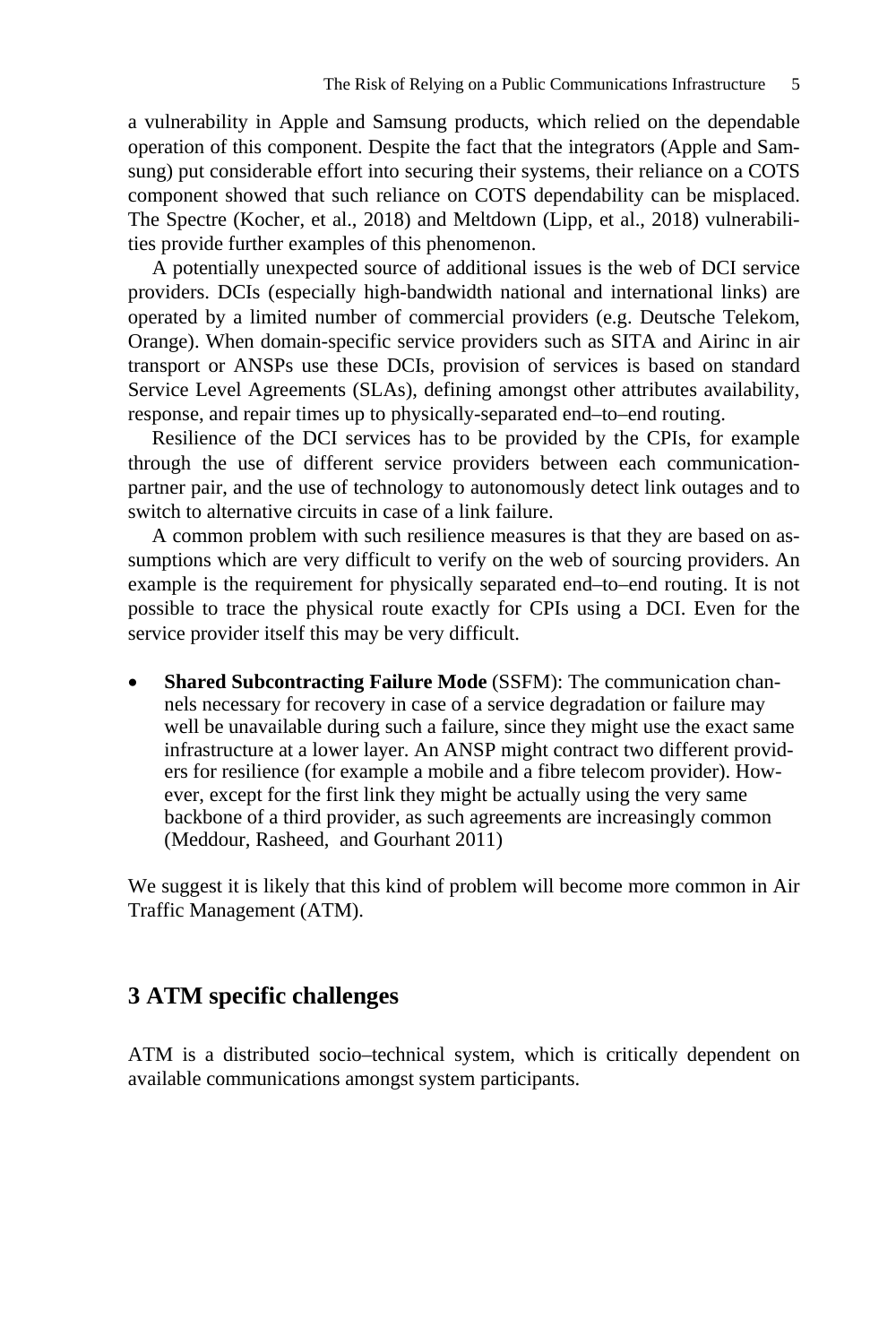a vulnerability in Apple and Samsung products, which relied on the dependable operation of this component. Despite the fact that the integrators (Apple and Samsung) put considerable effort into securing their systems, their reliance on a COTS component showed that such reliance on COTS dependability can be misplaced. The Spectre (Kocher, et al., 2018) and Meltdown (Lipp, et al., 2018) vulnerabilities provide further examples of this phenomenon.

A potentially unexpected source of additional issues is the web of DCI service providers. DCIs (especially high-bandwidth national and international links) are operated by a limited number of commercial providers (e.g. Deutsche Telekom, Orange). When domain-specific service providers such as SITA and Airinc in air transport or ANSPs use these DCIs, provision of services is based on standard Service Level Agreements (SLAs), defining amongst other attributes availability, response, and repair times up to physically-separated end–to–end routing.

Resilience of the DCI services has to be provided by the CPIs, for example through the use of different service providers between each communication-partner pair, and the use of technology to autonomously detect link outages and to switch to alternative circuits in case of a link failure.

A common problem with such resilience measures is that they are based on assumptions which are very difficult to verify on the web of sourcing providers. An example is the requirement for physically separated end–to–end routing. It is not possible to trace the physical route exactly for CPIs using a DCI. Even for the service provider itself this may be very difficult.

- **Shared Subcontracting Failure Mode** (SSFM): The communication channels necessary for recovery in case of a service degradation or failure may well be unavailable during such a failure, since they might use the exact same infrastructure at a lower layer. An ANSP might contract two different providers for resilience (for example a mobile and a fibre telecom provider). However, except for the first link they might be actually using the very same backbone of a third provider, as such agreements are increasingly common (Meddour, Rasheed, and Gourhant 2011)

We suggest it is likely that this kind of problem will become more common in Air Traffic Management (ATM).

## 3 ATM specific challenges

ATM is a distributed socio–technical system, which is critically dependent on available communications amongst system participants.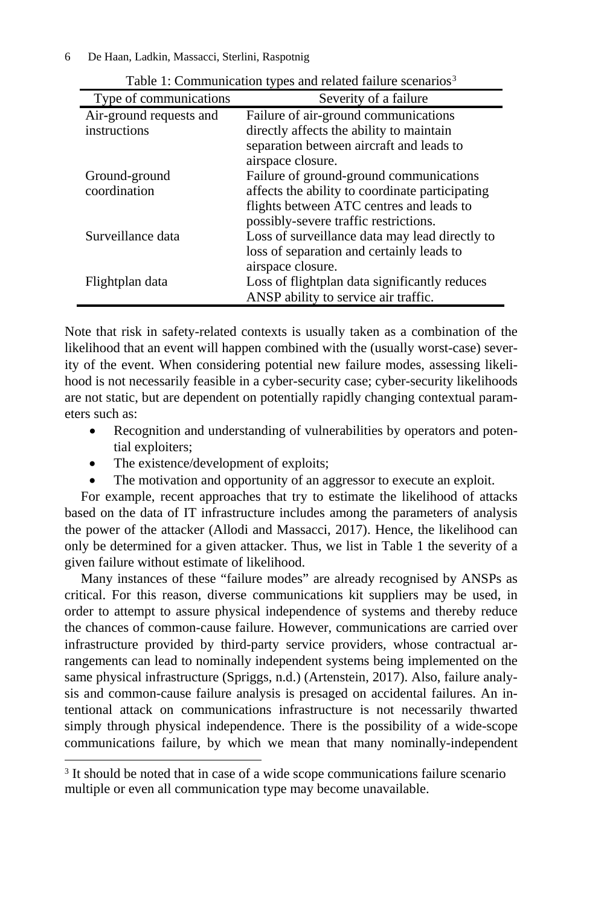Table 1: Communication types and related failure scenarios[3]

| Type of communications | Severity of a failure |
| --- | --- |
| Air-ground requests and instructions | Failure of air-ground communications directly affects the ability to maintain separation between aircraft and leads to airspace closure. |
| Ground-ground coordination | Failure of ground-ground communications affects the ability to coordinate participating flights between ATC centres and leads to possibly-severe traffic restrictions. |
| Surveillance data | Loss of surveillance data may lead directly to loss of separation and certainly leads to airspace closure. |
| Flightplan data | Loss of flightplan data significantly reduces ANSP ability to service air traffic. |

Note that risk in safety-related contexts is usually taken as a combination of the likelihood that an event will happen combined with the (usually worst-case) severity of the event. When considering potential new failure modes, assessing likelihood is not necessarily feasible in a cyber-security case; cyber-security likelihoods are not static, but are dependent on potentially rapidly changing contextual parameters such as:

- Recognition and understanding of vulnerabilities by operators and potential exploiters;
- The existence/development of exploits;
- The motivation and opportunity of an aggressor to execute an exploit.

For example, recent approaches that try to estimate the likelihood of attacks based on the data of IT infrastructure includes among the parameters of analysis the power of the attacker (Allodi and Massacci, 2017). Hence, the likelihood can only be determined for a given attacker. Thus, we list in Table 1 the severity of a given failure without estimate of likelihood.

Many instances of these "failure modes" are already recognised by ANSPs as critical. For this reason, diverse communications kit suppliers may be used, in order to attempt to assure physical independence of systems and thereby reduce the chances of common-cause failure. However, communications are carried over infrastructure provided by third-party service providers, whose contractual arrangements can lead to nominally independent systems being implemented on the same physical infrastructure (Spriggs, n.d.) (Artenstein, 2017). Also, failure analysis and common-cause failure analysis is presaged on accidental failures. An intentional attack on communications infrastructure is not necessarily thwarted simply through physical independence. There is the possibility of a wide-scope communications failure, by which we mean that many nominally-independent

[3] It should be noted that in case of a wide scope communications failure scenario multiple or even all communication type may become unavailable.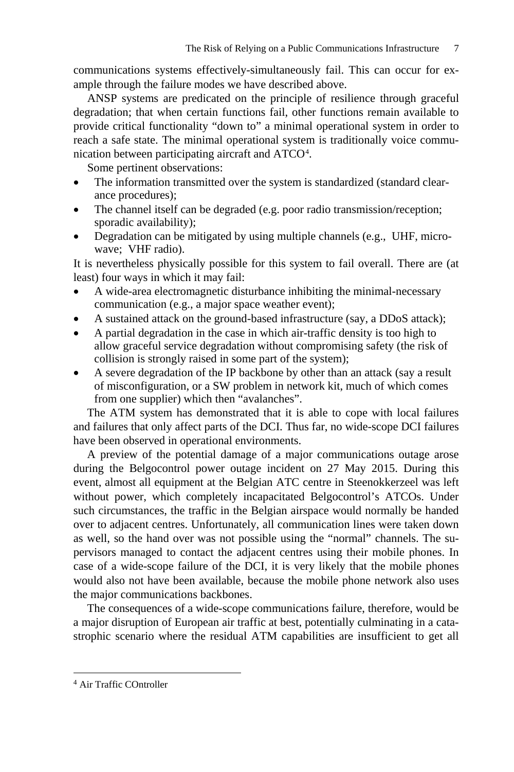communications systems effectively-simultaneously fail. This can occur for example through the failure modes we have described above.

ANSP systems are predicated on the principle of resilience through graceful degradation; that when certain functions fail, other functions remain available to provide critical functionality "down to" a minimal operational system in order to reach a safe state. The minimal operational system is traditionally voice communication between participating aircraft and ATCO[4].

Some pertinent observations:

- The information transmitted over the system is standardized (standard clearance procedures);
- The channel itself can be degraded (e.g. poor radio transmission/reception; sporadic availability);
- Degradation can be mitigated by using multiple channels (e.g., UHF, microwave; VHF radio).

It is nevertheless physically possible for this system to fail overall. There are (at least) four ways in which it may fail:

- A wide-area electromagnetic disturbance inhibiting the minimal-necessary communication (e.g., a major space weather event);
- A sustained attack on the ground-based infrastructure (say, a DDoS attack);
- A partial degradation in the case in which air-traffic density is too high to allow graceful service degradation without compromising safety (the risk of collision is strongly raised in some part of the system);
- A severe degradation of the IP backbone by other than an attack (say a result of misconfiguration, or a SW problem in network kit, much of which comes from one supplier) which then "avalanches".

The ATM system has demonstrated that it is able to cope with local failures and failures that only affect parts of the DCI. Thus far, no wide-scope DCI failures have been observed in operational environments.

A preview of the potential damage of a major communications outage arose during the Belgocontrol power outage incident on 27 May 2015. During this event, almost all equipment at the Belgian ATC centre in Steenokkerzeel was left without power, which completely incapacitated Belgocontrol's ATCOs. Under such circumstances, the traffic in the Belgian airspace would normally be handed over to adjacent centres. Unfortunately, all communication lines were taken down as well, so the hand over was not possible using the "normal" channels. The supervisors managed to contact the adjacent centres using their mobile phones. In case of a wide-scope failure of the DCI, it is very likely that the mobile phones would also not have been available, because the mobile phone network also uses the major communications backbones.

The consequences of a wide-scope communications failure, therefore, would be a major disruption of European air traffic at best, potentially culminating in a catastrophic scenario where the residual ATM capabilities are insufficient to get all

---

[4] Air Traffic COntroller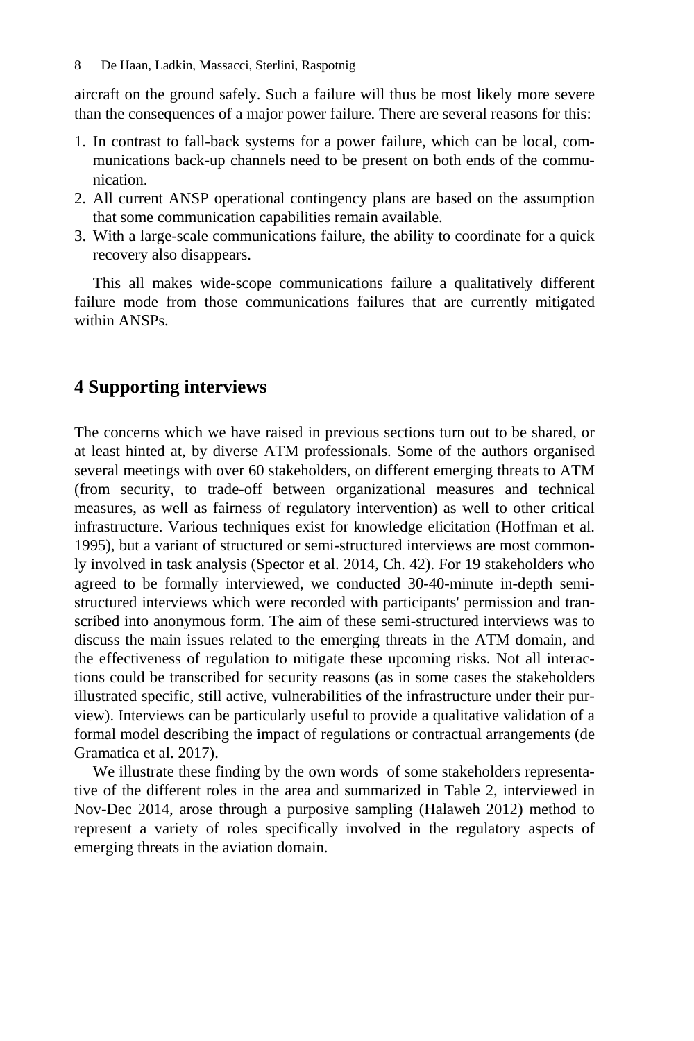aircraft on the ground safely. Such a failure will thus be most likely more severe than the consequences of a major power failure. There are several reasons for this:

1. In contrast to fall-back systems for a power failure, which can be local, communications back-up channels need to be present on both ends of the communication.
2. All current ANSP operational contingency plans are based on the assumption that some communication capabilities remain available.
3. With a large-scale communications failure, the ability to coordinate for a quick recovery also disappears.

This all makes wide-scope communications failure a qualitatively different failure mode from those communications failures that are currently mitigated within ANSPs.

## 4 Supporting interviews

The concerns which we have raised in previous sections turn out to be shared, or at least hinted at, by diverse ATM professionals. Some of the authors organised several meetings with over 60 stakeholders, on different emerging threats to ATM (from security, to trade-off between organizational measures and technical measures, as well as fairness of regulatory intervention) as well to other critical infrastructure. Various techniques exist for knowledge elicitation (Hoffman et al. 1995), but a variant of structured or semi-structured interviews are most commonly involved in task analysis (Spector et al. 2014, Ch. 42). For 19 stakeholders who agreed to be formally interviewed, we conducted 30-40-minute in-depth semi-structured interviews which were recorded with participants' permission and transcribed into anonymous form. The aim of these semi-structured interviews was to discuss the main issues related to the emerging threats in the ATM domain, and the effectiveness of regulation to mitigate these upcoming risks. Not all interactions could be transcribed for security reasons (as in some cases the stakeholders illustrated specific, still active, vulnerabilities of the infrastructure under their purview). Interviews can be particularly useful to provide a qualitative validation of a formal model describing the impact of regulations or contractual arrangements (de Gramatica et al. 2017).

We illustrate these finding by the own words of some stakeholders representative of the different roles in the area and summarized in Table 2, interviewed in Nov-Dec 2014, arose through a purposive sampling (Halaweh 2012) method to represent a variety of roles specifically involved in the regulatory aspects of emerging threats in the aviation domain.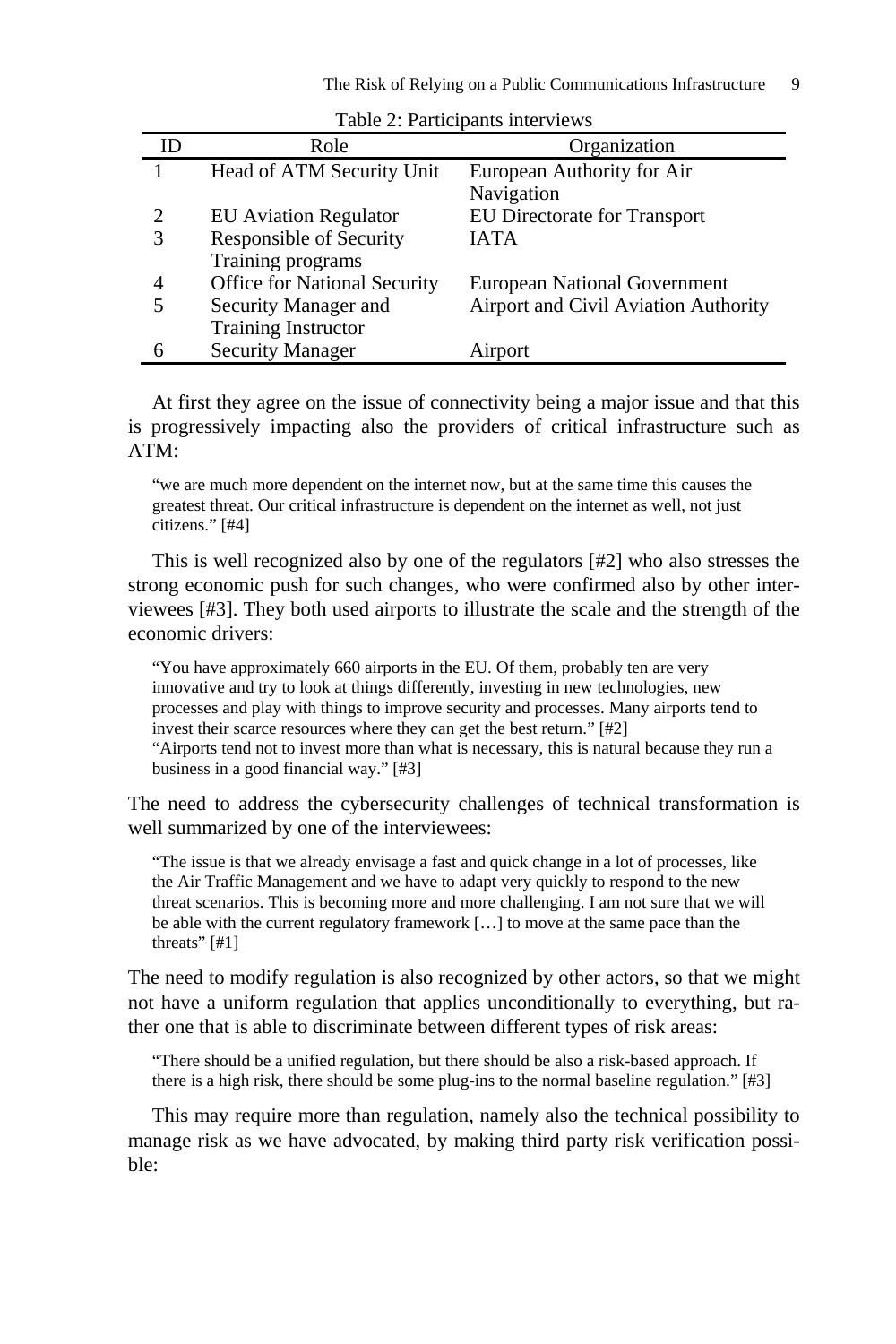Table 2: Participants interviews

| ID | Role | Organization |
|---|---|---|
| 1 | Head of ATM Security Unit | European Authority for Air Navigation |
| 2 | EU Aviation Regulator | EU Directorate for Transport |
| 3 | Responsible of Security Training programs | IATA |
| 4 | Office for National Security | European National Government |
| 5 | Security Manager and Training Instructor | Airport and Civil Aviation Authority |
| 6 | Security Manager | Airport |

At first they agree on the issue of connectivity being a major issue and that this is progressively impacting also the providers of critical infrastructure such as ATM:

> "we are much more dependent on the internet now, but at the same time this causes the greatest threat. Our critical infrastructure is dependent on the internet as well, not just citizens." [#4]

This is well recognized also by one of the regulators [#2] who also stresses the strong economic push for such changes, who were confirmed also by other interviewees [#3]. They both used airports to illustrate the scale and the strength of the economic drivers:

> "You have approximately 660 airports in the EU. Of them, probably ten are very innovative and try to look at things differently, investing in new technologies, new processes and play with things to improve security and processes. Many airports tend to invest their scarce resources where they can get the best return." [#2]
> "Airports tend not to invest more than what is necessary, this is natural because they run a business in a good financial way." [#3]

The need to address the cybersecurity challenges of technical transformation is well summarized by one of the interviewees:

> "The issue is that we already envisage a fast and quick change in a lot of processes, like the Air Traffic Management and we have to adapt very quickly to respond to the new threat scenarios. This is becoming more and more challenging. I am not sure that we will be able with the current regulatory framework […] to move at the same pace than the threats" [#1]

The need to modify regulation is also recognized by other actors, so that we might not have a uniform regulation that applies unconditionally to everything, but rather one that is able to discriminate between different types of risk areas:

> "There should be a unified regulation, but there should be also a risk-based approach. If there is a high risk, there should be some plug-ins to the normal baseline regulation." [#3]

This may require more than regulation, namely also the technical possibility to manage risk as we have advocated, by making third party risk verification possible: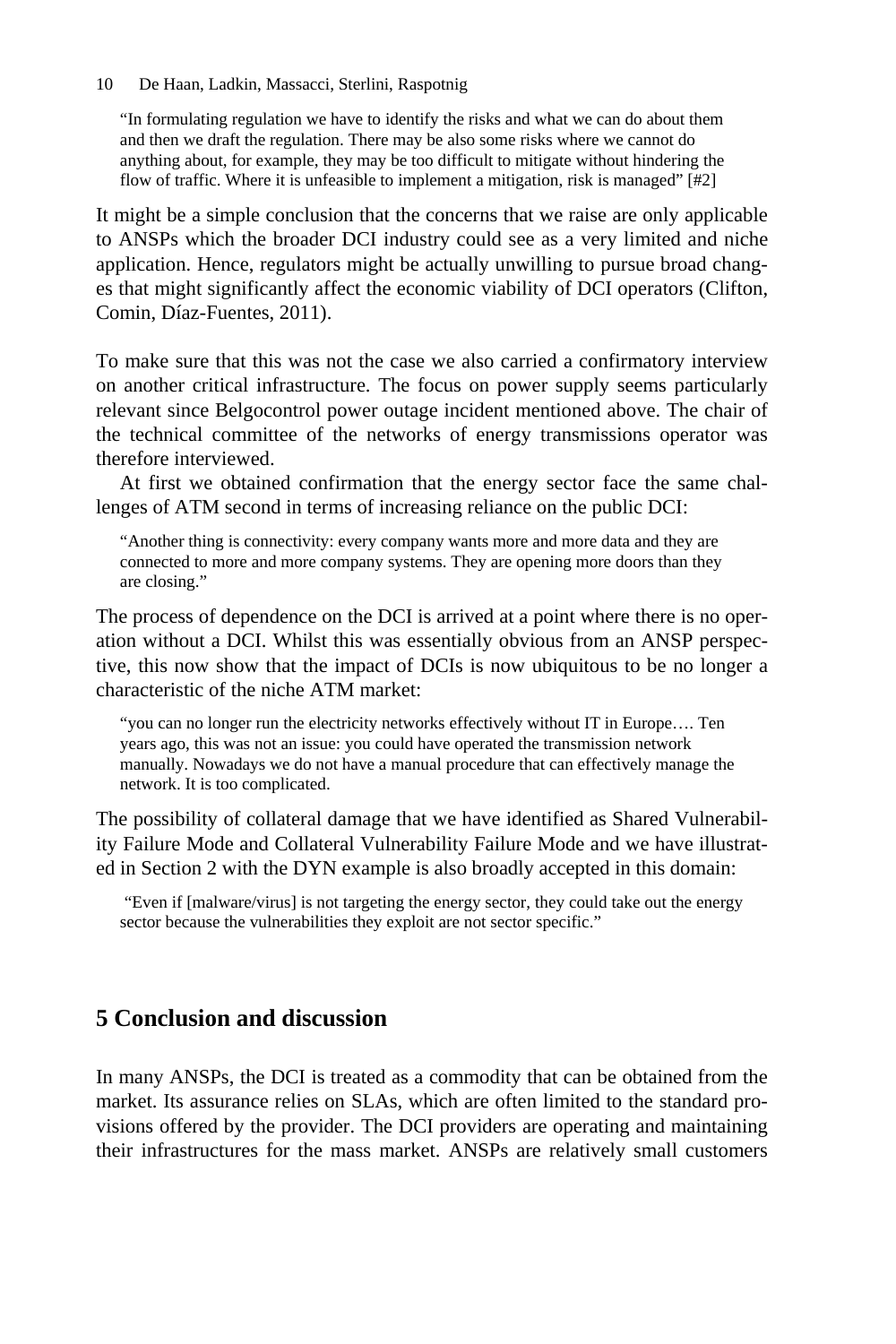> "In formulating regulation we have to identify the risks and what we can do about them and then we draft the regulation. There may be also some risks where we cannot do anything about, for example, they may be too difficult to mitigate without hindering the flow of traffic. Where it is unfeasible to implement a mitigation, risk is managed" [#2]

It might be a simple conclusion that the concerns that we raise are only applicable to ANSPs which the broader DCI industry could see as a very limited and niche application. Hence, regulators might be actually unwilling to pursue broad changes that might significantly affect the economic viability of DCI operators (Clifton, Comin, Díaz-Fuentes, 2011).

To make sure that this was not the case we also carried a confirmatory interview on another critical infrastructure. The focus on power supply seems particularly relevant since Belgocontrol power outage incident mentioned above. The chair of the technical committee of the networks of energy transmissions operator was therefore interviewed.

At first we obtained confirmation that the energy sector face the same challenges of ATM second in terms of increasing reliance on the public DCI:

> "Another thing is connectivity: every company wants more and more data and they are connected to more and more company systems. They are opening more doors than they are closing."

The process of dependence on the DCI is arrived at a point where there is no operation without a DCI. Whilst this was essentially obvious from an ANSP perspective, this now show that the impact of DCIs is now ubiquitous to be no longer a characteristic of the niche ATM market:

> "you can no longer run the electricity networks effectively without IT in Europe…. Ten years ago, this was not an issue: you could have operated the transmission network manually. Nowadays we do not have a manual procedure that can effectively manage the network. It is too complicated.

The possibility of collateral damage that we have identified as Shared Vulnerability Failure Mode and Collateral Vulnerability Failure Mode and we have illustrated in Section 2 with the DYN example is also broadly accepted in this domain:

> "Even if [malware/virus] is not targeting the energy sector, they could take out the energy sector because the vulnerabilities they exploit are not sector specific."

## 5 Conclusion and discussion

In many ANSPs, the DCI is treated as a commodity that can be obtained from the market. Its assurance relies on SLAs, which are often limited to the standard provisions offered by the provider. The DCI providers are operating and maintaining their infrastructures for the mass market. ANSPs are relatively small customers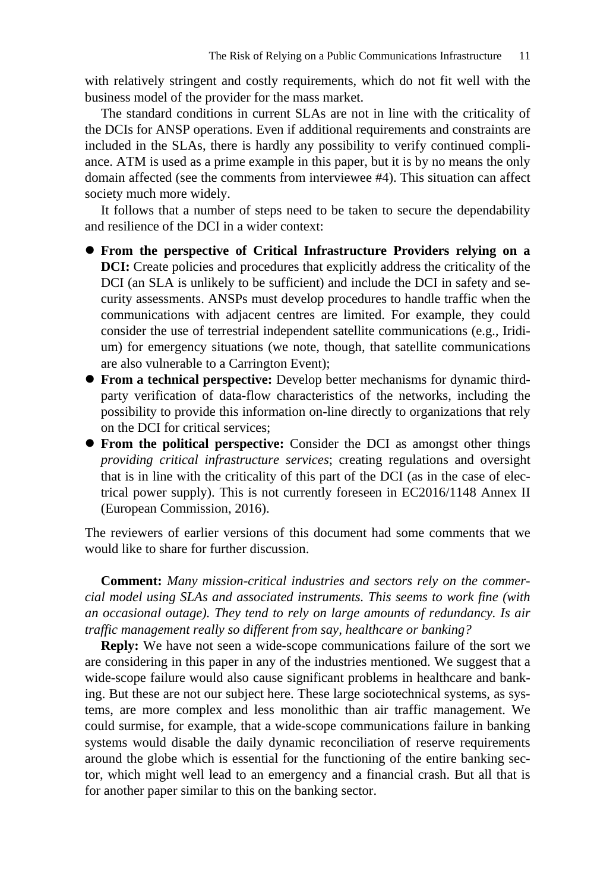with relatively stringent and costly requirements, which do not fit well with the business model of the provider for the mass market.

The standard conditions in current SLAs are not in line with the criticality of the DCIs for ANSP operations. Even if additional requirements and constraints are included in the SLAs, there is hardly any possibility to verify continued compliance. ATM is used as a prime example in this paper, but it is by no means the only domain affected (see the comments from interviewee #4). This situation can affect society much more widely.

It follows that a number of steps need to be taken to secure the dependability and resilience of the DCI in a wider context:

- **From the perspective of Critical Infrastructure Providers relying on a DCI:** Create policies and procedures that explicitly address the criticality of the DCI (an SLA is unlikely to be sufficient) and include the DCI in safety and security assessments. ANSPs must develop procedures to handle traffic when the communications with adjacent centres are limited. For example, they could consider the use of terrestrial independent satellite communications (e.g., Iridium) for emergency situations (we note, though, that satellite communications are also vulnerable to a Carrington Event);
- **From a technical perspective:** Develop better mechanisms for dynamic third-party verification of data-flow characteristics of the networks, including the possibility to provide this information on-line directly to organizations that rely on the DCI for critical services;
- **From the political perspective:** Consider the DCI as amongst other things *providing critical infrastructure services*; creating regulations and oversight that is in line with the criticality of this part of the DCI (as in the case of electrical power supply). This is not currently foreseen in EC2016/1148 Annex II (European Commission, 2016).

The reviewers of earlier versions of this document had some comments that we would like to share for further discussion.

**Comment:** *Many mission-critical industries and sectors rely on the commercial model using SLAs and associated instruments. This seems to work fine (with an occasional outage). They tend to rely on large amounts of redundancy. Is air traffic management really so different from say, healthcare or banking?*

**Reply:** We have not seen a wide-scope communications failure of the sort we are considering in this paper in any of the industries mentioned. We suggest that a wide-scope failure would also cause significant problems in healthcare and banking. But these are not our subject here. These large sociotechnical systems, as systems, are more complex and less monolithic than air traffic management. We could surmise, for example, that a wide-scope communications failure in banking systems would disable the daily dynamic reconciliation of reserve requirements around the globe which is essential for the functioning of the entire banking sector, which might well lead to an emergency and a financial crash. But all that is for another paper similar to this on the banking sector.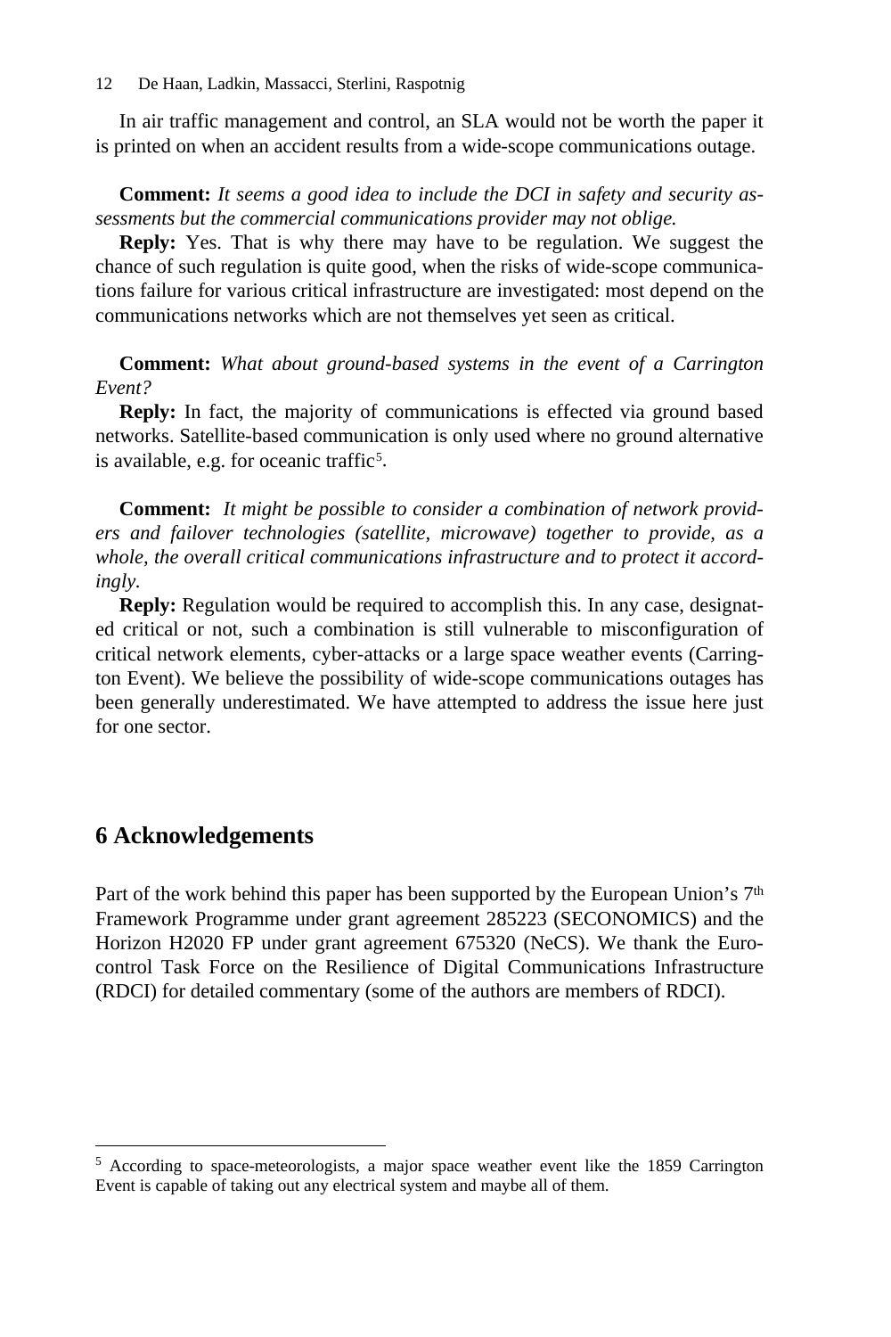In air traffic management and control, an SLA would not be worth the paper it is printed on when an accident results from a wide-scope communications outage.

**Comment:** *It seems a good idea to include the DCI in safety and security assessments but the commercial communications provider may not oblige.*

**Reply:** Yes. That is why there may have to be regulation. We suggest the chance of such regulation is quite good, when the risks of wide-scope communications failure for various critical infrastructure are investigated: most depend on the communications networks which are not themselves yet seen as critical.

**Comment:** *What about ground-based systems in the event of a Carrington Event?*

**Reply:** In fact, the majority of communications is effected via ground based networks. Satellite-based communication is only used where no ground alternative is available, e.g. for oceanic traffic[5].

**Comment:** *It might be possible to consider a combination of network providers and failover technologies (satellite, microwave) together to provide, as a whole, the overall critical communications infrastructure and to protect it accordingly.*

**Reply:** Regulation would be required to accomplish this. In any case, designated critical or not, such a combination is still vulnerable to misconfiguration of critical network elements, cyber-attacks or a large space weather events (Carrington Event). We believe the possibility of wide-scope communications outages has been generally underestimated. We have attempted to address the issue here just for one sector.

## 6 Acknowledgements

Part of the work behind this paper has been supported by the European Union's 7th Framework Programme under grant agreement 285223 (SECONOMICS) and the Horizon H2020 FP under grant agreement 675320 (NeCS). We thank the Eurocontrol Task Force on the Resilience of Digital Communications Infrastructure (RDCI) for detailed commentary (some of the authors are members of RDCI).

---

[5] According to space-meteorologists, a major space weather event like the 1859 Carrington Event is capable of taking out any electrical system and maybe all of them.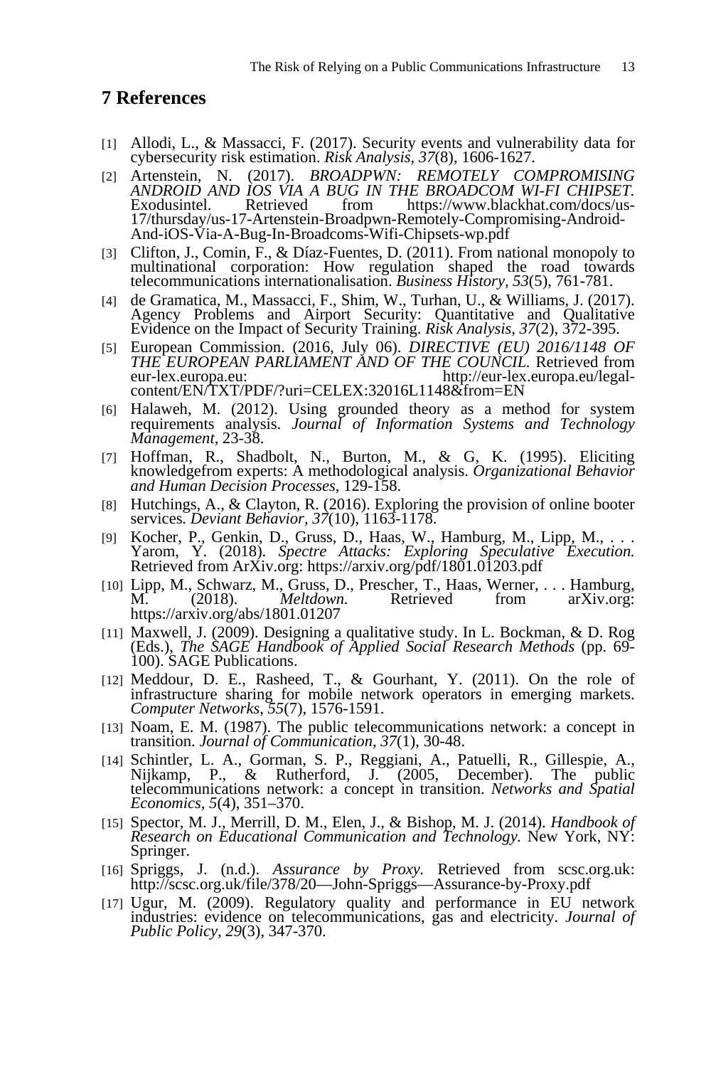## 7 References

[1] Allodi, L., & Massacci, F. (2017). Security events and vulnerability data for cybersecurity risk estimation. *Risk Analysis*, *37*(8), 1606-1627.

[2] Artenstein, N. (2017). *BROADPWN: REMOTELY COMPROMISING ANDROID AND IOS VIA A BUG IN THE BROADCOM WI-FI CHIPSET.* Exodusintel. Retrieved from https://www.blackhat.com/docs/us-17/thursday/us-17-Artenstein-Broadpwn-Remotely-Compromising-Android-And-iOS-Via-A-Bug-In-Broadcoms-Wifi-Chipsets-wp.pdf

[3] Clifton, J., Comin, F., & Díaz-Fuentes, D. (2011). From national monopoly to multinational corporation: How regulation shaped the road towards telecommunications internationalisation. *Business History*, *53*(5), 761-781.

[4] de Gramatica, M., Massacci, F., Shim, W., Turhan, U., & Williams, J. (2017). Agency Problems and Airport Security: Quantitative and Qualitative Evidence on the Impact of Security Training. *Risk Analysis*, *37*(2), 372-395.

[5] European Commission. (2016, July 06). *DIRECTIVE (EU) 2016/1148 OF THE EUROPEAN PARLIAMENT AND OF THE COUNCIL.* Retrieved from eur-lex.europa.eu: http://eur-lex.europa.eu/legal-content/EN/TXT/PDF/?uri=CELEX:32016L1148&from=EN

[6] Halaweh, M. (2012). Using grounded theory as a method for system requirements analysis. *Journal of Information Systems and Technology Management*, 23-38.

[7] Hoffman, R., Shadbolt, N., Burton, M., & G, K. (1995). Eliciting knowledgefrom experts: A methodological analysis. *Organizational Behavior and Human Decision Processes*, 129-158.

[8] Hutchings, A., & Clayton, R. (2016). Exploring the provision of online booter services. *Deviant Behavior*, *37*(10), 1163-1178.

[9] Kocher, P., Genkin, D., Gruss, D., Haas, W., Hamburg, M., Lipp, M., . . . Yarom, Y. (2018). *Spectre Attacks: Exploring Speculative Execution.* Retrieved from ArXiv.org: https://arxiv.org/pdf/1801.01203.pdf

[10] Lipp, M., Schwarz, M., Gruss, D., Prescher, T., Haas, Werner, . . . Hamburg, M. (2018). *Meltdown.* Retrieved from arXiv.org: https://arxiv.org/abs/1801.01207

[11] Maxwell, J. (2009). Designing a qualitative study. In L. Bockman, & D. Rog (Eds.), *The SAGE Handbook of Applied Social Research Methods* (pp. 69-100). SAGE Publications.

[12] Meddour, D. E., Rasheed, T., & Gourhant, Y. (2011). On the role of infrastructure sharing for mobile network operators in emerging markets. *Computer Networks*, *55*(7), 1576-1591.

[13] Noam, E. M. (1987). The public telecommunications network: a concept in transition. *Journal of Communication, 37*(1), 30-48.

[14] Schintler, L. A., Gorman, S. P., Reggiani, A., Patuelli, R., Gillespie, A., Nijkamp, P., & Rutherford, J. (2005, December). The public telecommunications network: a concept in transition. *Networks and Spatial Economics*, *5*(4), 351–370.

[15] Spector, M. J., Merrill, D. M., Elen, J., & Bishop, M. J. (2014). *Handbook of Research on Educational Communication and Technology.* New York, NY: Springer.

[16] Spriggs, J. (n.d.). *Assurance by Proxy.* Retrieved from scsc.org.uk: http://scsc.org.uk/file/378/20—John-Spriggs—Assurance-by-Proxy.pdf

[17] Ugur, M. (2009). Regulatory quality and performance in EU network industries: evidence on telecommunications, gas and electricity. *Journal of Public Policy*, *29*(3), 347-370.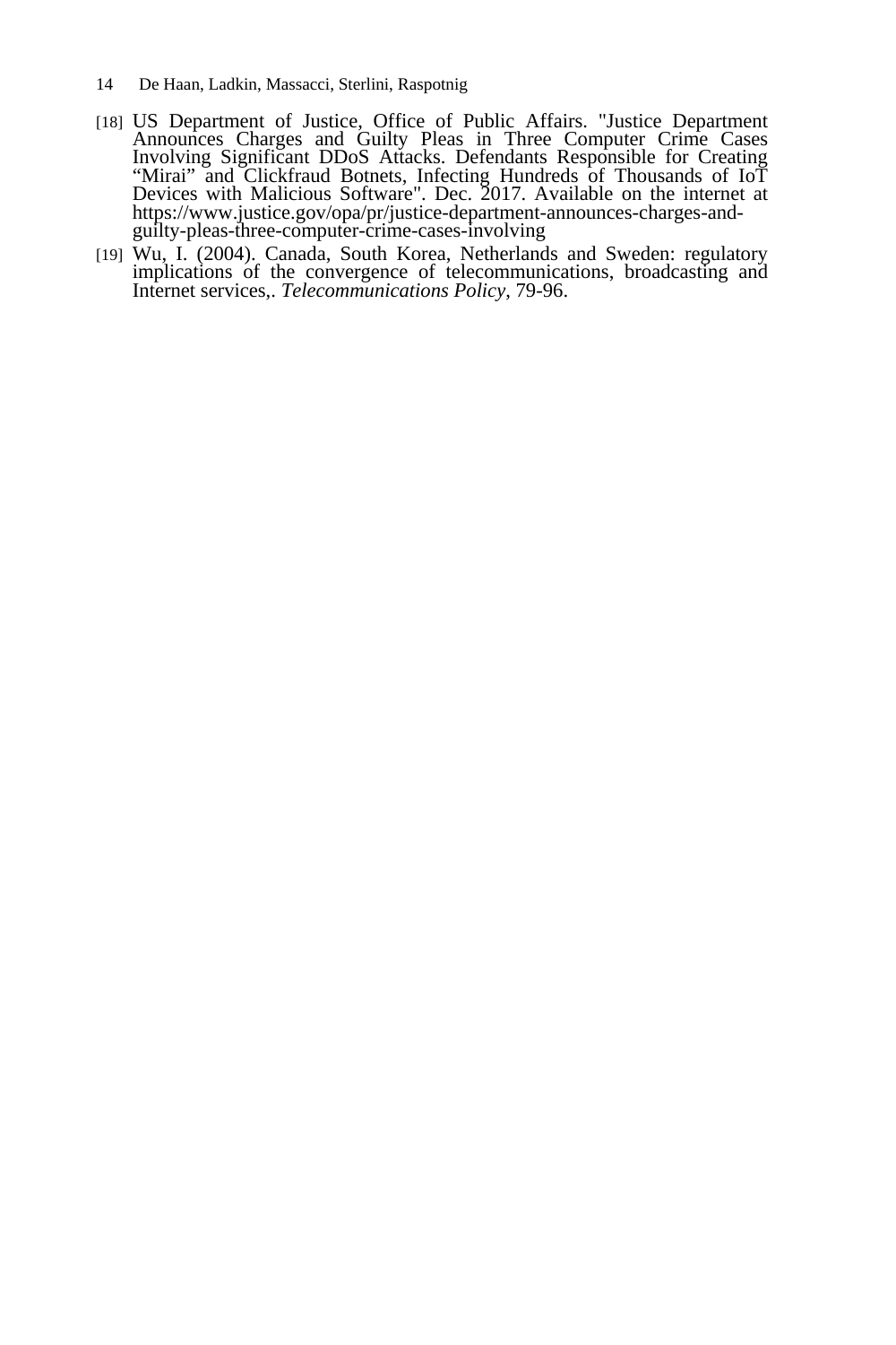[18] US Department of Justice, Office of Public Affairs. "Justice Department Announces Charges and Guilty Pleas in Three Computer Crime Cases Involving Significant DDoS Attacks. Defendants Responsible for Creating “Mirai” and Clickfraud Botnets, Infecting Hundreds of Thousands of IoT Devices with Malicious Software". Dec. 2017. Available on the internet at https://www.justice.gov/opa/pr/justice-department-announces-charges-and-guilty-pleas-three-computer-crime-cases-involving

[19] Wu, I. (2004). Canada, South Korea, Netherlands and Sweden: regulatory implications of the convergence of telecommunications, broadcasting and Internet services,. *Telecommunications Policy*, 79-96.